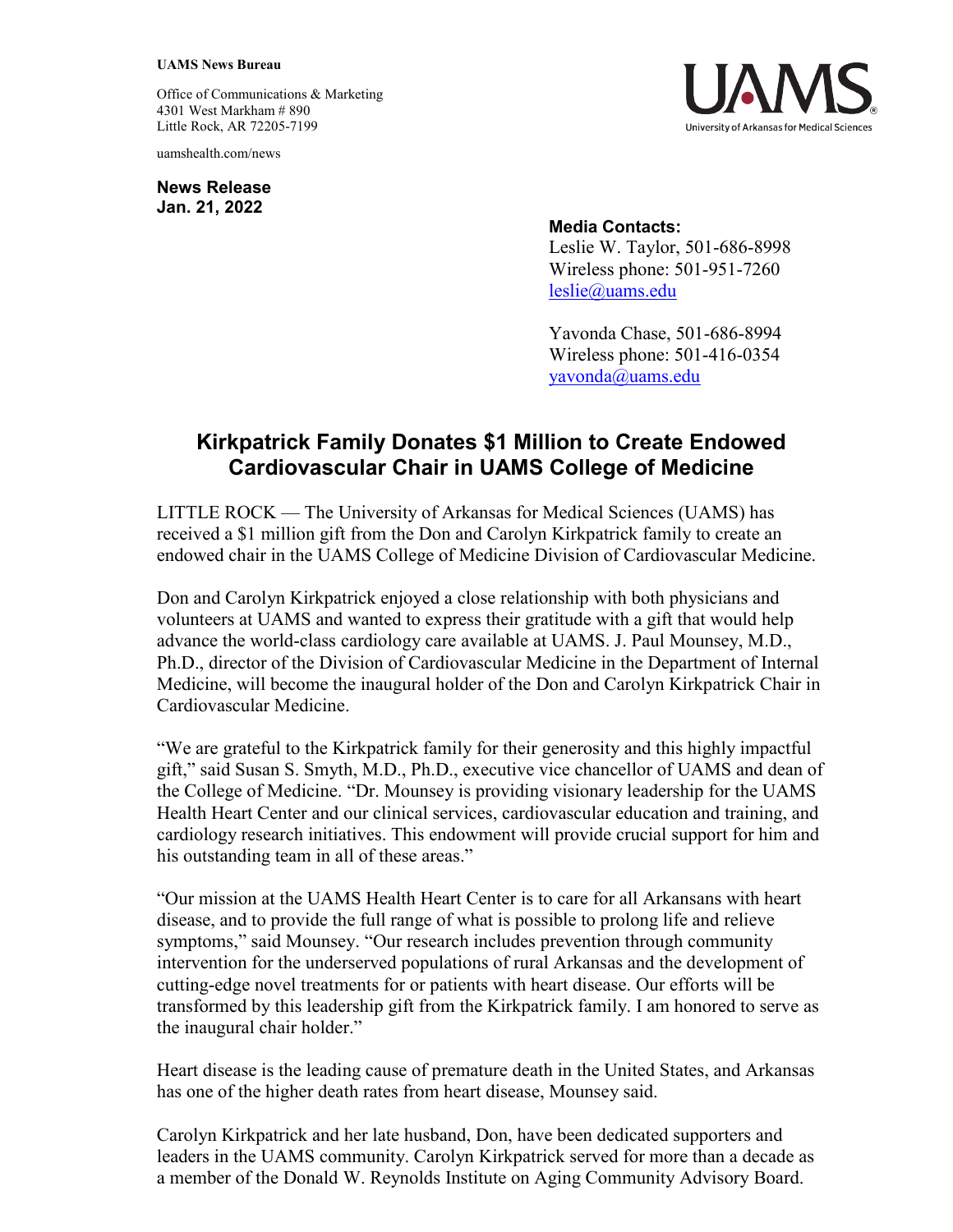**UAMS News Bureau**

Office of Communications & Marketing
4301 West Markham # 890
Little Rock, AR 72205-7199

uamshealth.com/news

**News Release**
**Jan. 21, 2022**

**Media Contacts:**
Leslie W. Taylor, 501-686-8998
Wireless phone: 501-951-7260
leslie@uams.edu

Yavonda Chase, 501-686-8994
Wireless phone: 501-416-0354
yavonda@uams.edu

# Kirkpatrick Family Donates $1 Million to Create Endowed Cardiovascular Chair in UAMS College of Medicine

LITTLE ROCK — The University of Arkansas for Medical Sciences (UAMS) has received a $1 million gift from the Don and Carolyn Kirkpatrick family to create an endowed chair in the UAMS College of Medicine Division of Cardiovascular Medicine.

Don and Carolyn Kirkpatrick enjoyed a close relationship with both physicians and volunteers at UAMS and wanted to express their gratitude with a gift that would help advance the world-class cardiology care available at UAMS. J. Paul Mounsey, M.D., Ph.D., director of the Division of Cardiovascular Medicine in the Department of Internal Medicine, will become the inaugural holder of the Don and Carolyn Kirkpatrick Chair in Cardiovascular Medicine.

"We are grateful to the Kirkpatrick family for their generosity and this highly impactful gift," said Susan S. Smyth, M.D., Ph.D., executive vice chancellor of UAMS and dean of the College of Medicine. "Dr. Mounsey is providing visionary leadership for the UAMS Health Heart Center and our clinical services, cardiovascular education and training, and cardiology research initiatives. This endowment will provide crucial support for him and his outstanding team in all of these areas."

"Our mission at the UAMS Health Heart Center is to care for all Arkansans with heart disease, and to provide the full range of what is possible to prolong life and relieve symptoms," said Mounsey. "Our research includes prevention through community intervention for the underserved populations of rural Arkansas and the development of cutting-edge novel treatments for or patients with heart disease. Our efforts will be transformed by this leadership gift from the Kirkpatrick family. I am honored to serve as the inaugural chair holder."

Heart disease is the leading cause of premature death in the United States, and Arkansas has one of the higher death rates from heart disease, Mounsey said.

Carolyn Kirkpatrick and her late husband, Don, have been dedicated supporters and leaders in the UAMS community. Carolyn Kirkpatrick served for more than a decade as a member of the Donald W. Reynolds Institute on Aging Community Advisory Board.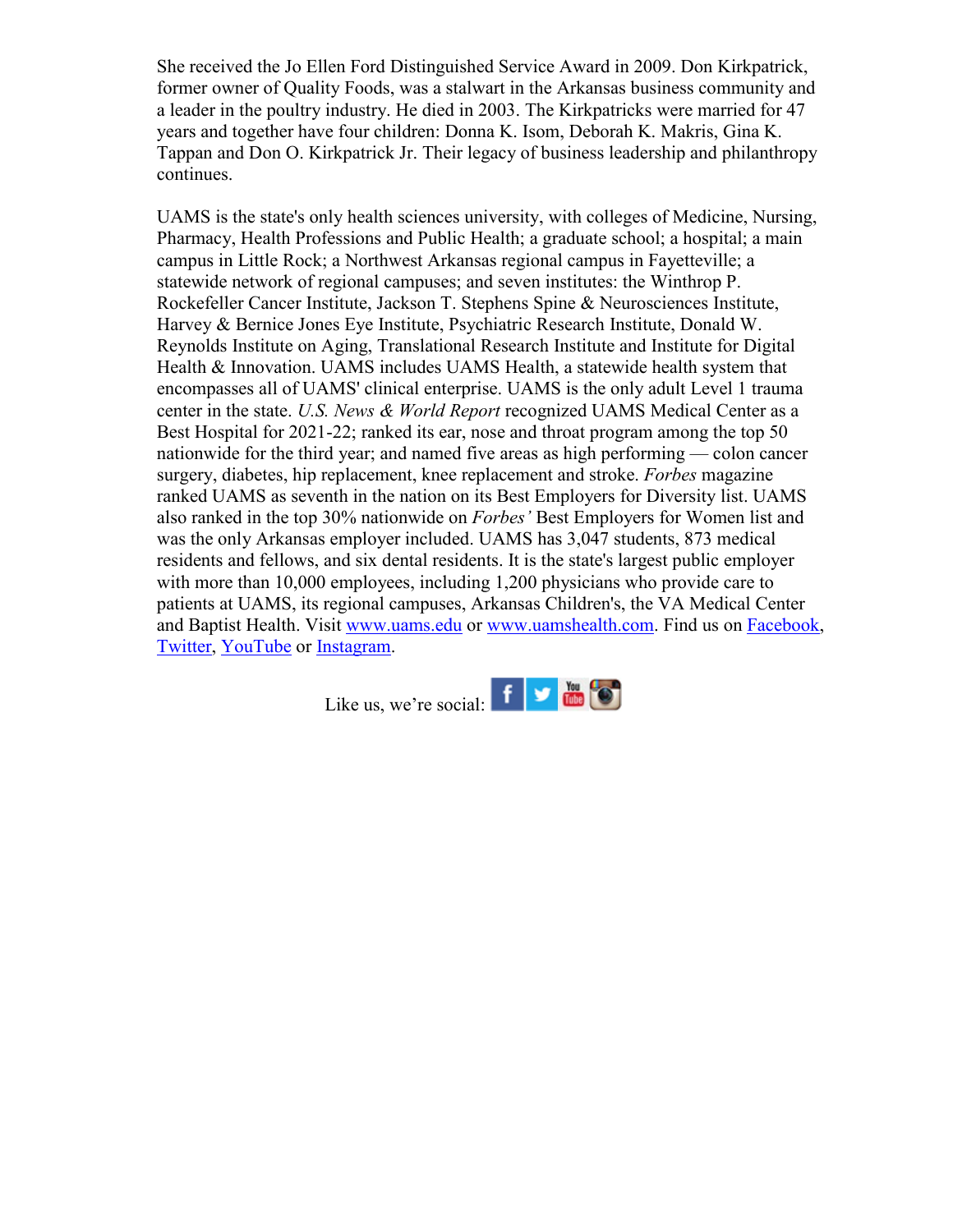She received the Jo Ellen Ford Distinguished Service Award in 2009. Don Kirkpatrick, former owner of Quality Foods, was a stalwart in the Arkansas business community and a leader in the poultry industry. He died in 2003. The Kirkpatricks were married for 47 years and together have four children: Donna K. Isom, Deborah K. Makris, Gina K. Tappan and Don O. Kirkpatrick Jr. Their legacy of business leadership and philanthropy continues.

UAMS is the state's only health sciences university, with colleges of Medicine, Nursing, Pharmacy, Health Professions and Public Health; a graduate school; a hospital; a main campus in Little Rock; a Northwest Arkansas regional campus in Fayetteville; a statewide network of regional campuses; and seven institutes: the Winthrop P. Rockefeller Cancer Institute, Jackson T. Stephens Spine & Neurosciences Institute, Harvey & Bernice Jones Eye Institute, Psychiatric Research Institute, Donald W. Reynolds Institute on Aging, Translational Research Institute and Institute for Digital Health & Innovation. UAMS includes UAMS Health, a statewide health system that encompasses all of UAMS' clinical enterprise. UAMS is the only adult Level 1 trauma center in the state. *U.S. News & World Report* recognized UAMS Medical Center as a Best Hospital for 2021-22; ranked its ear, nose and throat program among the top 50 nationwide for the third year; and named five areas as high performing — colon cancer surgery, diabetes, hip replacement, knee replacement and stroke. *Forbes* magazine ranked UAMS as seventh in the nation on its Best Employers for Diversity list. UAMS also ranked in the top 30% nationwide on *Forbes'* Best Employers for Women list and was the only Arkansas employer included. UAMS has 3,047 students, 873 medical residents and fellows, and six dental residents. It is the state's largest public employer with more than 10,000 employees, including 1,200 physicians who provide care to patients at UAMS, its regional campuses, Arkansas Children's, the VA Medical Center and Baptist Health. Visit [www.uams.edu](www.uams.edu) or [www.uamshealth.com](www.uamshealth.com). Find us on Facebook, Twitter, YouTube or Instagram.

Like us, we're social: